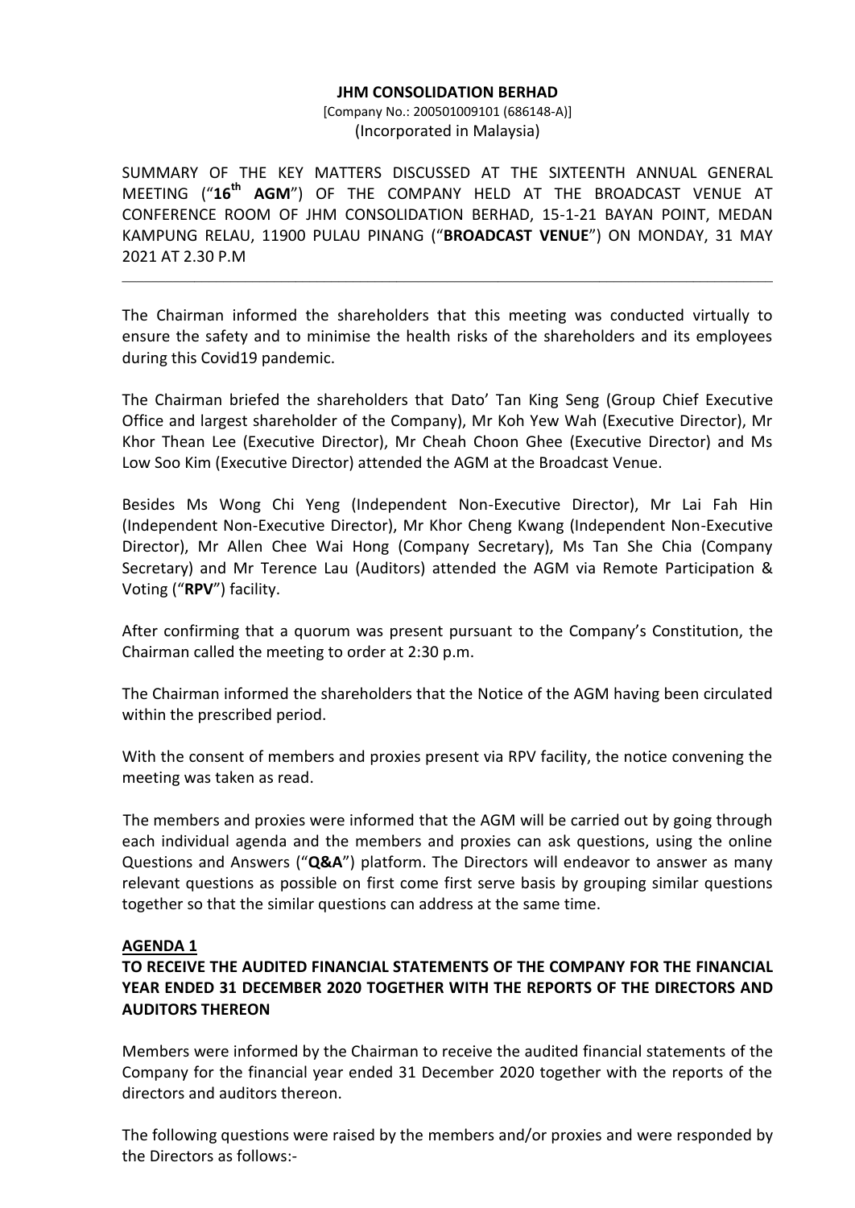**JHM CONSOLIDATION BERHAD**
[Company No.: 200501009101 (686148-A)]
(Incorporated in Malaysia)

SUMMARY OF THE KEY MATTERS DISCUSSED AT THE SIXTEENTH ANNUAL GENERAL MEETING ("**16th AGM**") OF THE COMPANY HELD AT THE BROADCAST VENUE AT CONFERENCE ROOM OF JHM CONSOLIDATION BERHAD, 15-1-21 BAYAN POINT, MEDAN KAMPUNG RELAU, 11900 PULAU PINANG ("**BROADCAST VENUE**") ON MONDAY, 31 MAY 2021 AT 2.30 P.M

---

The Chairman informed the shareholders that this meeting was conducted virtually to ensure the safety and to minimise the health risks of the shareholders and its employees during this Covid19 pandemic.

The Chairman briefed the shareholders that Dato' Tan King Seng (Group Chief Executive Office and largest shareholder of the Company), Mr Koh Yew Wah (Executive Director), Mr Khor Thean Lee (Executive Director), Mr Cheah Choon Ghee (Executive Director) and Ms Low Soo Kim (Executive Director) attended the AGM at the Broadcast Venue.

Besides Ms Wong Chi Yeng (Independent Non-Executive Director), Mr Lai Fah Hin (Independent Non-Executive Director), Mr Khor Cheng Kwang (Independent Non-Executive Director), Mr Allen Chee Wai Hong (Company Secretary), Ms Tan She Chia (Company Secretary) and Mr Terence Lau (Auditors) attended the AGM via Remote Participation & Voting ("**RPV**") facility.

After confirming that a quorum was present pursuant to the Company's Constitution, the Chairman called the meeting to order at 2:30 p.m.

The Chairman informed the shareholders that the Notice of the AGM having been circulated within the prescribed period.

With the consent of members and proxies present via RPV facility, the notice convening the meeting was taken as read.

The members and proxies were informed that the AGM will be carried out by going through each individual agenda and the members and proxies can ask questions, using the online Questions and Answers ("**Q&A**") platform. The Directors will endeavor to answer as many relevant questions as possible on first come first serve basis by grouping similar questions together so that the similar questions can address at the same time.

**AGENDA 1**

**TO RECEIVE THE AUDITED FINANCIAL STATEMENTS OF THE COMPANY FOR THE FINANCIAL YEAR ENDED 31 DECEMBER 2020 TOGETHER WITH THE REPORTS OF THE DIRECTORS AND AUDITORS THEREON**

Members were informed by the Chairman to receive the audited financial statements of the Company for the financial year ended 31 December 2020 together with the reports of the directors and auditors thereon.

The following questions were raised by the members and/or proxies and were responded by the Directors as follows:-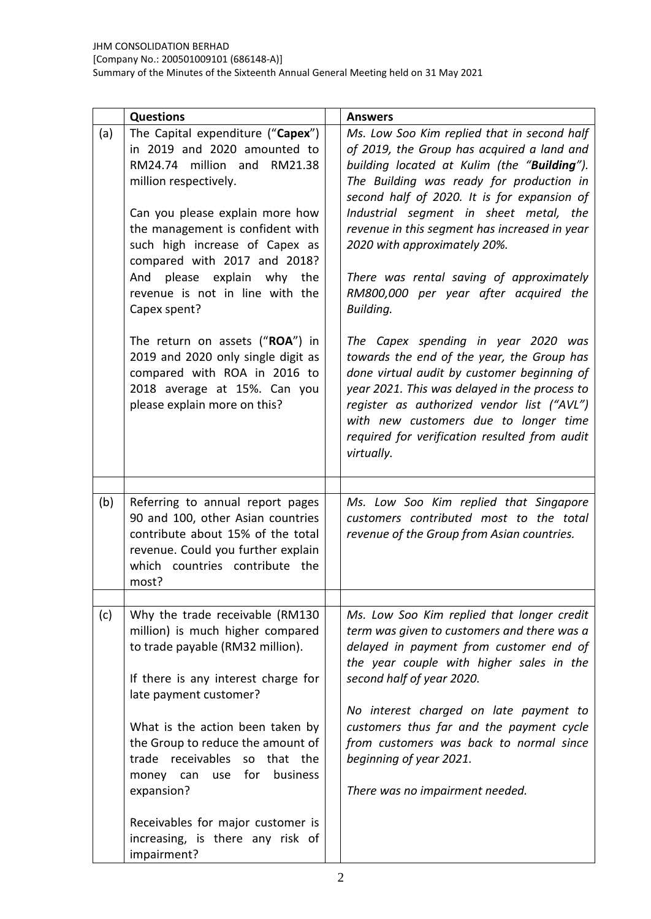| | Questions | Answers |
|---|---|---|
| (a) | The Capital expenditure ("**Capex**") in 2019 and 2020 amounted to RM24.74 million and RM21.38 million respectively.<br><br>Can you please explain more how the management is confident with such high increase of Capex as compared with 2017 and 2018? And please explain why the revenue is not in line with the Capex spent?<br><br>The return on assets ("**ROA**") in 2019 and 2020 only single digit as compared with ROA in 2016 to 2018 average at 15%. Can you please explain more on this? | *Ms. Low Soo Kim replied that in second half of 2019, the Group has acquired a land and building located at Kulim (the "**Building**"). The Building was ready for production in second half of 2020. It is for expansion of Industrial segment in sheet metal, the revenue in this segment has increased in year 2020 with approximately 20%.*<br><br>*There was rental saving of approximately RM800,000 per year after acquired the Building.*<br><br>*The Capex spending in year 2020 was towards the end of the year, the Group has done virtual audit by customer beginning of year 2021. This was delayed in the process to register as authorized vendor list ("AVL") with new customers due to longer time required for verification resulted from audit virtually.* |
| (b) | Referring to annual report pages 90 and 100, other Asian countries contribute about 15% of the total revenue. Could you further explain which countries contribute the most? | *Ms. Low Soo Kim replied that Singapore customers contributed most to the total revenue of the Group from Asian countries.* |
| (c) | Why the trade receivable (RM130 million) is much higher compared to trade payable (RM32 million).<br><br>If there is any interest charge for late payment customer?<br><br>What is the action been taken by the Group to reduce the amount of trade receivables so that the money can use for business expansion?<br><br>Receivables for major customer is increasing, is there any risk of impairment? | *Ms. Low Soo Kim replied that longer credit term was given to customers and there was a delayed in payment from customer end of the year couple with higher sales in the second half of year 2020.*<br><br>*No interest charged on late payment to customers thus far and the payment cycle from customers was back to normal since beginning of year 2021.*<br><br>*There was no impairment needed.* |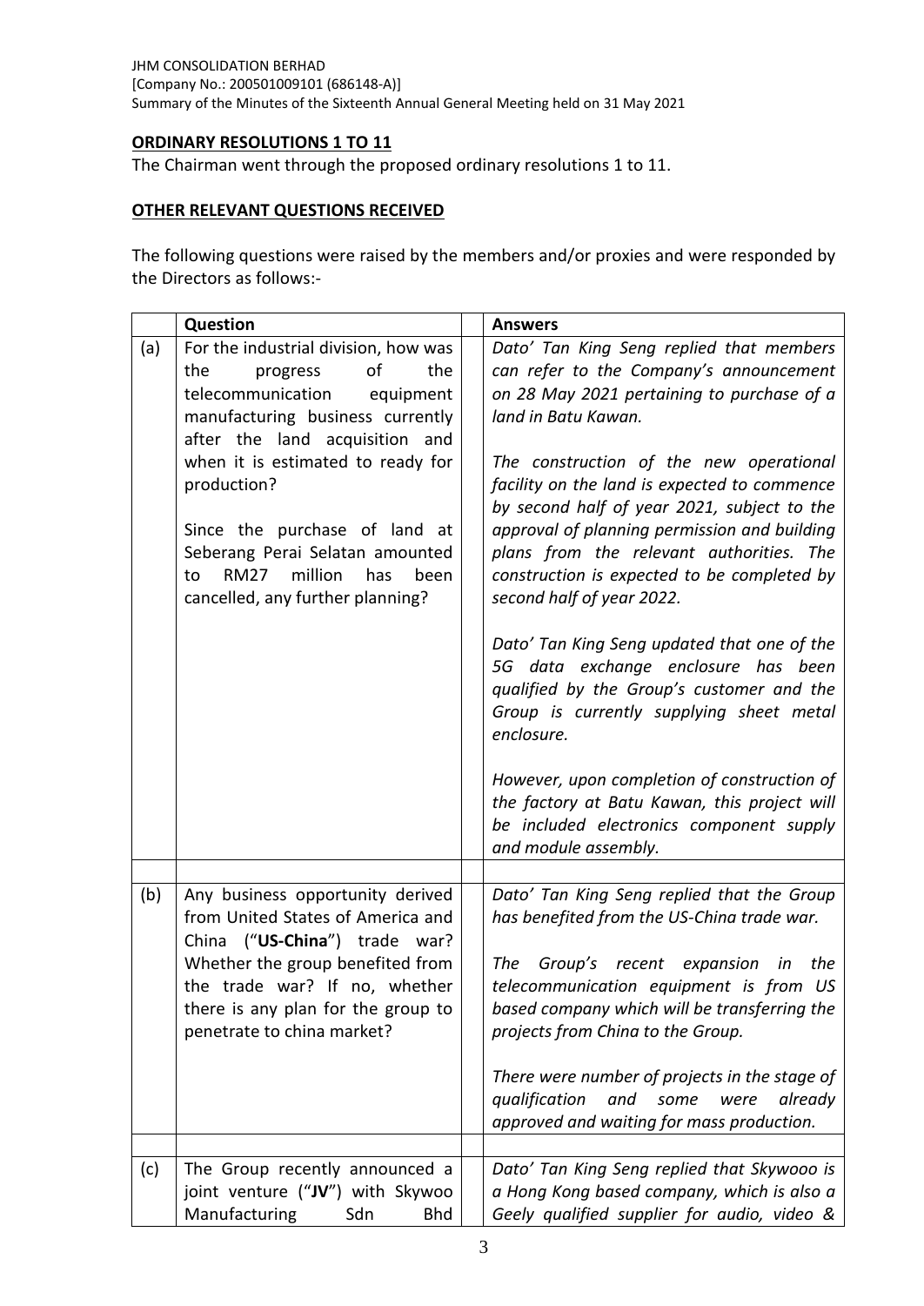## ORDINARY RESOLUTIONS 1 TO 11

The Chairman went through the proposed ordinary resolutions 1 to 11.

## OTHER RELEVANT QUESTIONS RECEIVED

The following questions were raised by the members and/or proxies and were responded by the Directors as follows:-

| | Question | | Answers |
|---|---|---|---|
| (a) | For the industrial division, how was the progress of the telecommunication equipment manufacturing business currently after the land acquisition and when it is estimated to ready for production?<br><br>Since the purchase of land at Seberang Perai Selatan amounted to RM27 million has been cancelled, any further planning? | | *Dato' Tan King Seng replied that members can refer to the Company's announcement on 28 May 2021 pertaining to purchase of a land in Batu Kawan.*<br><br>*The construction of the new operational facility on the land is expected to commence by second half of year 2021, subject to the approval of planning permission and building plans from the relevant authorities. The construction is expected to be completed by second half of year 2022.*<br><br>*Dato' Tan King Seng updated that one of the 5G data exchange enclosure has been qualified by the Group's customer and the Group is currently supplying sheet metal enclosure.*<br><br>*However, upon completion of construction of the factory at Batu Kawan, this project will be included electronics component supply and module assembly.* |
| | | | |
| (b) | Any business opportunity derived from United States of America and China ("**US-China**") trade war? Whether the group benefited from the trade war? If no, whether there is any plan for the group to penetrate to china market? | | *Dato' Tan King Seng replied that the Group has benefited from the US-China trade war.*<br><br>*The Group's recent expansion in the telecommunication equipment is from US based company which will be transferring the projects from China to the Group.*<br><br>*There were number of projects in the stage of qualification and some were already approved and waiting for mass production.* |
| | | | |
| (c) | The Group recently announced a joint venture ("**JV**") with Skywoo Manufacturing Sdn Bhd | | *Dato' Tan King Seng replied that Skywooo is a Hong Kong based company, which is also a Geely qualified supplier for audio, video &* |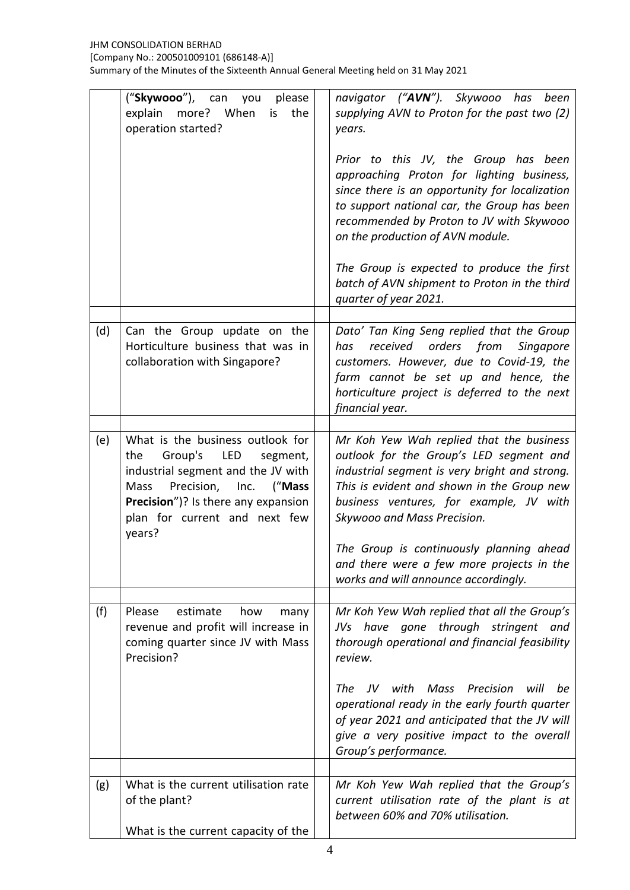| | | | |
|---|---|---|---|
| | ("**Skywooo**"), can you please explain more? When is the operation started? | | *navigator ("**AVN**"). Skywooo has been supplying AVN to Proton for the past two (2) years.*<br><br>*Prior to this JV, the Group has been approaching Proton for lighting business, since there is an opportunity for localization to support national car, the Group has been recommended by Proton to JV with Skywooo on the production of AVN module.*<br><br>*The Group is expected to produce the first batch of AVN shipment to Proton in the third quarter of year 2021.* |
| | | | |
| (d) | Can the Group update on the Horticulture business that was in collaboration with Singapore? | | *Dato' Tan King Seng replied that the Group has received orders from Singapore customers. However, due to Covid-19, the farm cannot be set up and hence, the horticulture project is deferred to the next financial year.* |
| | | | |
| (e) | What is the business outlook for the Group's LED segment, industrial segment and the JV with Mass Precision, Inc. ("**Mass Precision**")? Is there any expansion plan for current and next few years? | | *Mr Koh Yew Wah replied that the business outlook for the Group's LED segment and industrial segment is very bright and strong. This is evident and shown in the Group new business ventures, for example, JV with Skywooo and Mass Precision.*<br><br>*The Group is continuously planning ahead and there were a few more projects in the works and will announce accordingly.* |
| | | | |
| (f) | Please estimate how many revenue and profit will increase in coming quarter since JV with Mass Precision? | | *Mr Koh Yew Wah replied that all the Group's JVs have gone through stringent and thorough operational and financial feasibility review.*<br><br>*The JV with Mass Precision will be operational ready in the early fourth quarter of year 2021 and anticipated that the JV will give a very positive impact to the overall Group's performance.* |
| | | | |
| (g) | What is the current utilisation rate of the plant?<br><br>What is the current capacity of the | | *Mr Koh Yew Wah replied that the Group's current utilisation rate of the plant is at between 60% and 70% utilisation.* |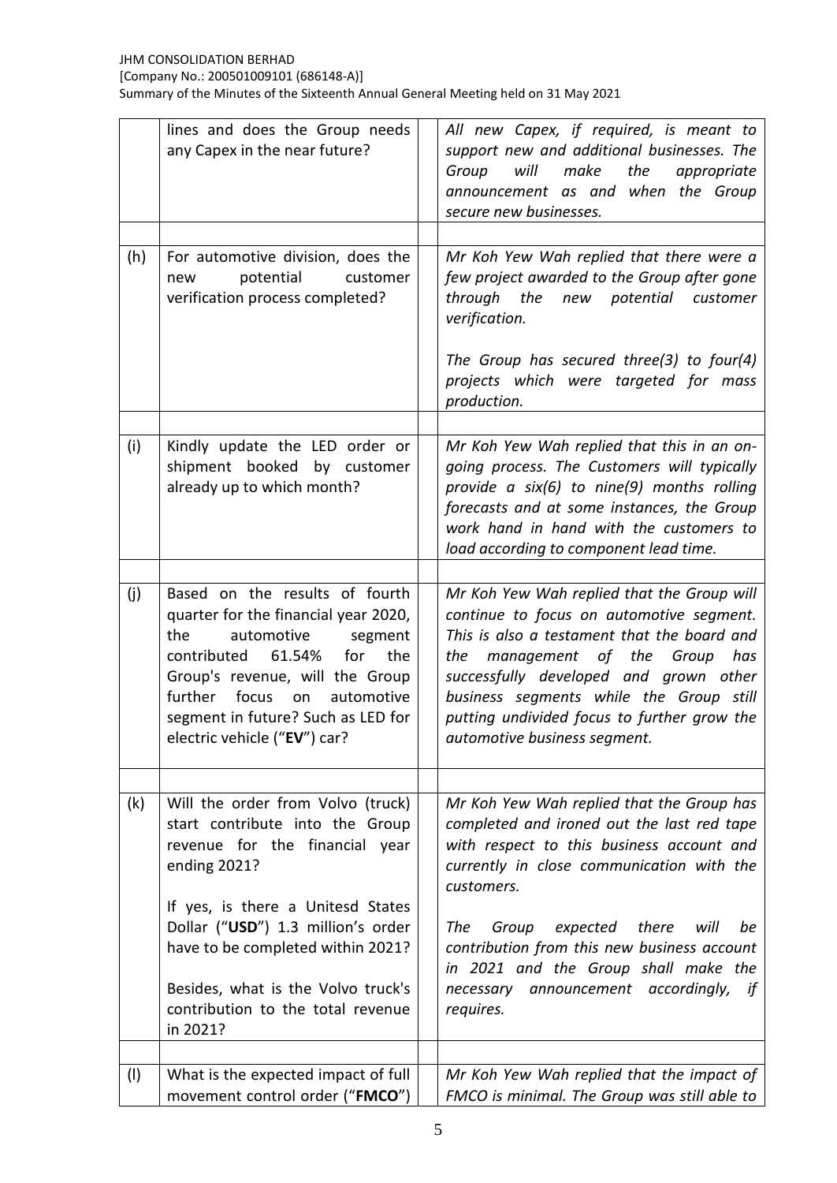| | | | |
|---|---|---|---|
| | lines and does the Group needs any Capex in the near future? | | *All new Capex, if required, is meant to support new and additional businesses. The Group will make the appropriate announcement as and when the Group secure new businesses.* |
| | | | |
| (h) | For automotive division, does the new potential customer verification process completed? | | *Mr Koh Yew Wah replied that there were a few project awarded to the Group after gone through the new potential customer verification.*<br><br>*The Group has secured three(3) to four(4) projects which were targeted for mass production.* |
| | | | |
| (i) | Kindly update the LED order or shipment booked by customer already up to which month? | | *Mr Koh Yew Wah replied that this in an on-going process. The Customers will typically provide a six(6) to nine(9) months rolling forecasts and at some instances, the Group work hand in hand with the customers to load according to component lead time.* |
| | | | |
| (j) | Based on the results of fourth quarter for the financial year 2020, the automotive segment contributed 61.54% for the Group's revenue, will the Group further focus on automotive segment in future? Such as LED for electric vehicle ("**EV**") car? | | *Mr Koh Yew Wah replied that the Group will continue to focus on automotive segment. This is also a testament that the board and the management of the Group has successfully developed and grown other business segments while the Group still putting undivided focus to further grow the automotive business segment.* |
| | | | |
| (k) | Will the order from Volvo (truck) start contribute into the Group revenue for the financial year ending 2021?<br><br>If yes, is there a Unitesd States Dollar ("**USD**") 1.3 million's order have to be completed within 2021?<br><br>Besides, what is the Volvo truck's contribution to the total revenue in 2021? | | *Mr Koh Yew Wah replied that the Group has completed and ironed out the last red tape with respect to this business account and currently in close communication with the customers.*<br><br>*The Group expected there will be contribution from this new business account in 2021 and the Group shall make the necessary announcement accordingly, if requires.* |
| | | | |
| (l) | What is the expected impact of full movement control order ("**FMCO**") | | *Mr Koh Yew Wah replied that the impact of FMCO is minimal. The Group was still able to* |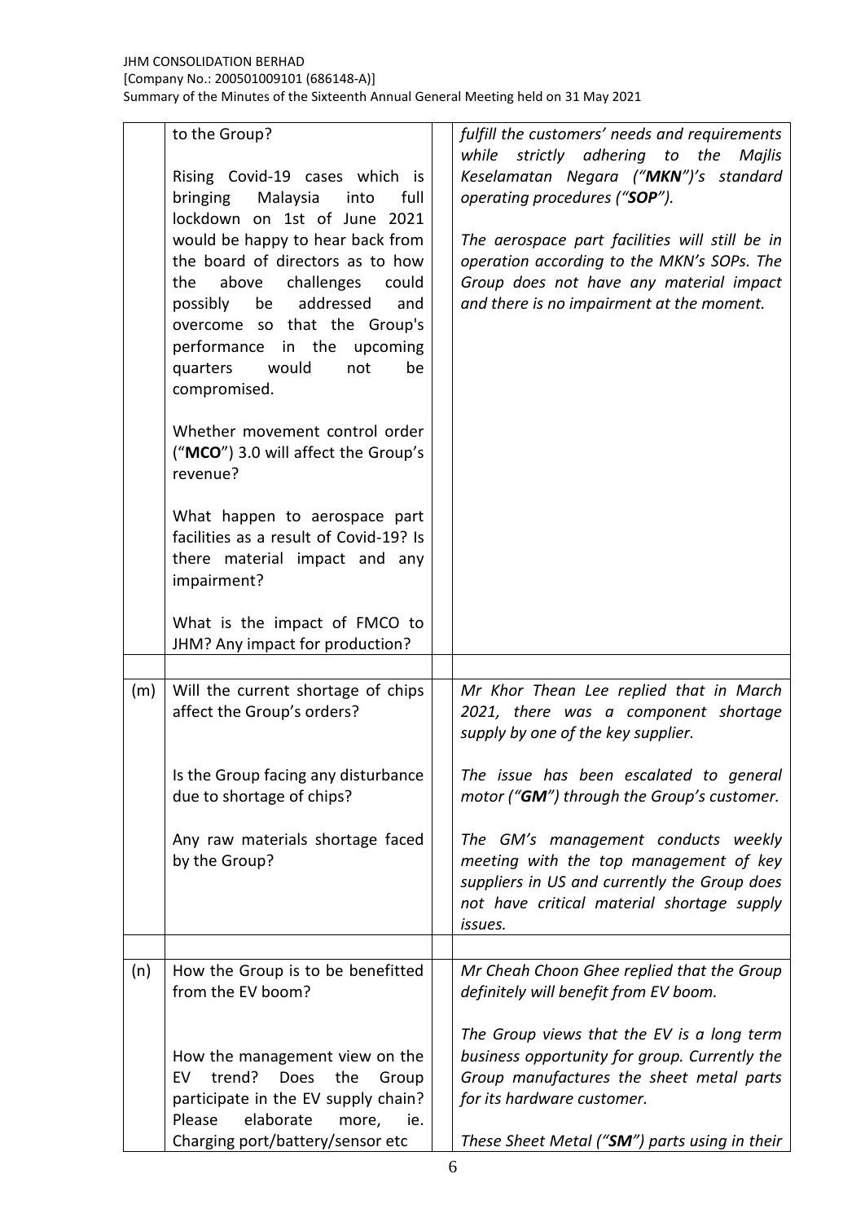| | | | |
|---|---|---|---|
| | to the Group?<br><br>Rising Covid-19 cases which is bringing Malaysia into full lockdown on 1st of June 2021 would be happy to hear back from the board of directors as to how the above challenges could possibly be addressed and overcome so that the Group's performance in the upcoming quarters would not be compromised.<br><br>Whether movement control order ("**MCO**") 3.0 will affect the Group's revenue?<br><br>What happen to aerospace part facilities as a result of Covid-19? Is there material impact and any impairment?<br><br>What is the impact of FMCO to JHM? Any impact for production? | | *fulfill the customers' needs and requirements while strictly adhering to the Majlis Keselamatan Negara ("**MKN**")'s standard operating procedures ("**SOP**").*<br><br>*The aerospace part facilities will still be in operation according to the MKN's SOPs. The Group does not have any material impact and there is no impairment at the moment.* |
| | | | |
| (m) | Will the current shortage of chips affect the Group's orders?<br><br>Is the Group facing any disturbance due to shortage of chips?<br><br>Any raw materials shortage faced by the Group? | | *Mr Khor Thean Lee replied that in March 2021, there was a component shortage supply by one of the key supplier.*<br><br>*The issue has been escalated to general motor ("**GM**") through the Group's customer.*<br><br>*The GM's management conducts weekly meeting with the top management of key suppliers in US and currently the Group does not have critical material shortage supply issues.* |
| | | | |
| (n) | How the Group is to be benefitted from the EV boom?<br><br>How the management view on the EV trend? Does the Group participate in the EV supply chain? Please elaborate more, ie. Charging port/battery/sensor etc | | *Mr Cheah Choon Ghee replied that the Group definitely will benefit from EV boom.*<br><br>*The Group views that the EV is a long term business opportunity for group. Currently the Group manufactures the sheet metal parts for its hardware customer.*<br><br>*These Sheet Metal ("**SM**") parts using in their* |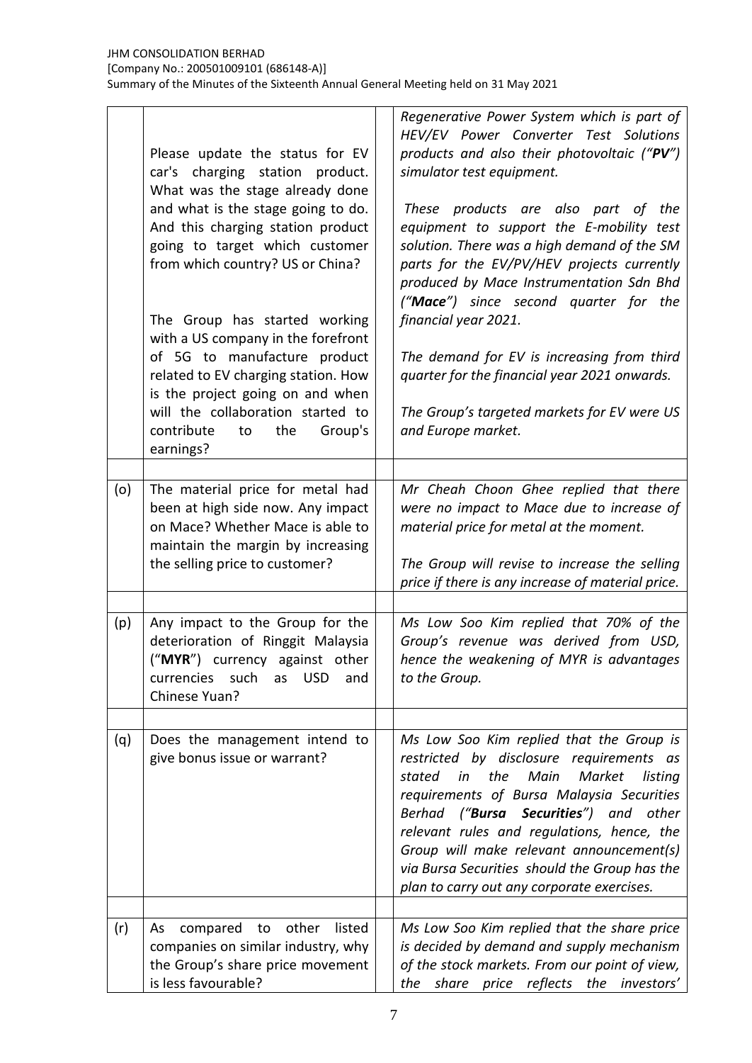| | | | |
|---|---|---|---|
| | Please update the status for EV car's charging station product. What was the stage already done and what is the stage going to do. And this charging station product going to target which customer from which country? US or China?<br><br>The Group has started working with a US company in the forefront of 5G to manufacture product related to EV charging station. How is the project going on and when will the collaboration started to contribute to the Group's earnings? | | *Regenerative Power System which is part of HEV/EV Power Converter Test Solutions products and also their photovoltaic ("**PV**") simulator test equipment.*<br><br>*These products are also part of the equipment to support the E-mobility test solution. There was a high demand of the SM parts for the EV/PV/HEV projects currently produced by Mace Instrumentation Sdn Bhd ("**Mace**") since second quarter for the financial year 2021.*<br><br>*The demand for EV is increasing from third quarter for the financial year 2021 onwards.*<br><br>*The Group's targeted markets for EV were US and Europe market.* |
| (o) | The material price for metal had been at high side now. Any impact on Mace? Whether Mace is able to maintain the margin by increasing the selling price to customer? | | *Mr Cheah Choon Ghee replied that there were no impact to Mace due to increase of material price for metal at the moment.*<br><br>*The Group will revise to increase the selling price if there is any increase of material price.* |
| (p) | Any impact to the Group for the deterioration of Ringgit Malaysia ("**MYR**") currency against other currencies such as USD and Chinese Yuan? | | *Ms Low Soo Kim replied that 70% of the Group's revenue was derived from USD, hence the weakening of MYR is advantages to the Group.* |
| (q) | Does the management intend to give bonus issue or warrant? | | *Ms Low Soo Kim replied that the Group is restricted by disclosure requirements as stated in the Main Market listing requirements of Bursa Malaysia Securities Berhad ("**Bursa Securities**") and other relevant rules and regulations, hence, the Group will make relevant announcement(s) via Bursa Securities should the Group has the plan to carry out any corporate exercises.* |
| (r) | As compared to other listed companies on similar industry, why the Group's share price movement is less favourable? | | *Ms Low Soo Kim replied that the share price is decided by demand and supply mechanism of the stock markets. From our point of view, the share price reflects the investors'* |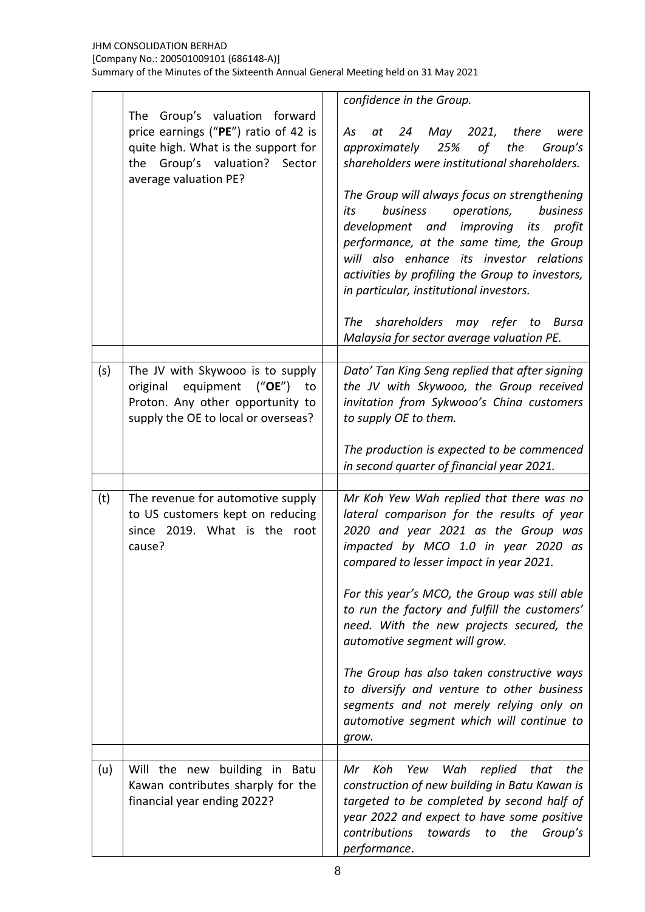| | | | |
|---|---|---|---|
| | The Group's valuation forward price earnings ("**PE**") ratio of 42 is quite high. What is the support for the Group's valuation? Sector average valuation PE? | | *confidence in the Group.*<br><br>*As at 24 May 2021, there were approximately 25% of the Group's shareholders were institutional shareholders.*<br><br>*The Group will always focus on strengthening its business operations, business development and improving its profit performance, at the same time, the Group will also enhance its investor relations activities by profiling the Group to investors, in particular, institutional investors.*<br><br>*The shareholders may refer to Bursa Malaysia for sector average valuation PE.* |
| | | | |
| (s) | The JV with Skywooo is to supply original equipment ("**OE**") to Proton. Any other opportunity to supply the OE to local or overseas? | | *Dato' Tan King Seng replied that after signing the JV with Skywooo, the Group received invitation from Sykwooo's China customers to supply OE to them.*<br><br>*The production is expected to be commenced in second quarter of financial year 2021.* |
| | | | |
| (t) | The revenue for automotive supply to US customers kept on reducing since 2019. What is the root cause? | | *Mr Koh Yew Wah replied that there was no lateral comparison for the results of year 2020 and year 2021 as the Group was impacted by MCO 1.0 in year 2020 as compared to lesser impact in year 2021.*<br><br>*For this year's MCO, the Group was still able to run the factory and fulfill the customers' need. With the new projects secured, the automotive segment will grow.*<br><br>*The Group has also taken constructive ways to diversify and venture to other business segments and not merely relying only on automotive segment which will continue to grow.* |
| | | | |
| (u) | Will the new building in Batu Kawan contributes sharply for the financial year ending 2022? | | *Mr Koh Yew Wah replied that the construction of new building in Batu Kawan is targeted to be completed by second half of year 2022 and expect to have some positive contributions towards to the Group's performance*. |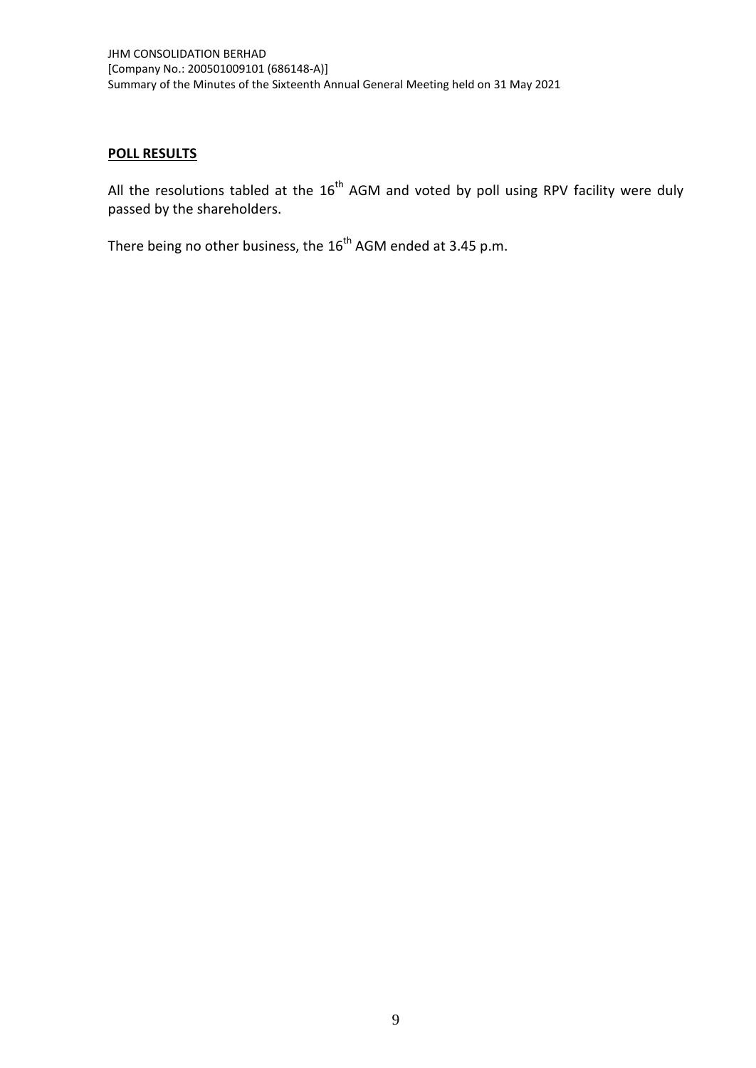## POLL RESULTS

All the resolutions tabled at the 16th AGM and voted by poll using RPV facility were duly passed by the shareholders.

There being no other business, the 16th AGM ended at 3.45 p.m.